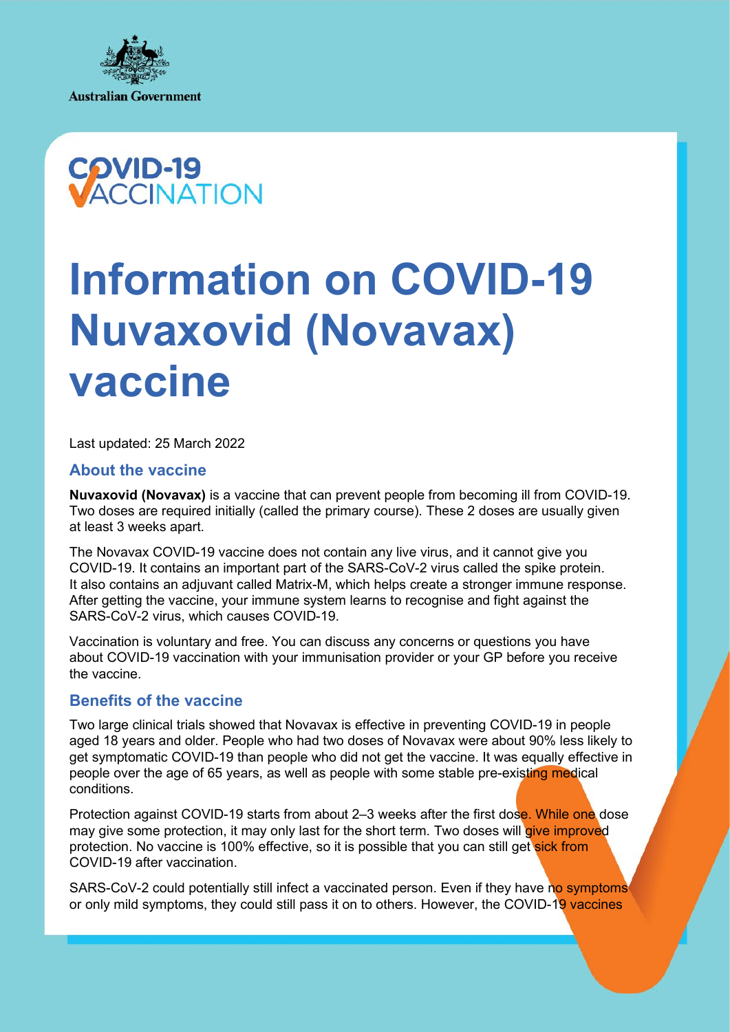Australian Government

COVID-19 VACCINATION

# Information on COVID-19 Nuvaxovid (Novavax) vaccine

Last updated: 25 March 2022

## About the vaccine

**Nuvaxovid (Novavax)** is a vaccine that can prevent people from becoming ill from COVID-19. Two doses are required initially (called the primary course). These 2 doses are usually given at least 3 weeks apart.

The Novavax COVID-19 vaccine does not contain any live virus, and it cannot give you COVID-19. It contains an important part of the SARS-CoV-2 virus called the spike protein. It also contains an adjuvant called Matrix-M, which helps create a stronger immune response. After getting the vaccine, your immune system learns to recognise and fight against the SARS-CoV-2 virus, which causes COVID-19.

Vaccination is voluntary and free. You can discuss any concerns or questions you have about COVID-19 vaccination with your immunisation provider or your GP before you receive the vaccine.

## Benefits of the vaccine

Two large clinical trials showed that Novavax is effective in preventing COVID-19 in people aged 18 years and older. People who had two doses of Novavax were about 90% less likely to get symptomatic COVID-19 than people who did not get the vaccine. It was equally effective in people over the age of 65 years, as well as people with some stable pre-existing medical conditions.

Protection against COVID-19 starts from about 2–3 weeks after the first dose. While one dose may give some protection, it may only last for the short term. Two doses will give improved protection. No vaccine is 100% effective, so it is possible that you can still get sick from COVID-19 after vaccination.

SARS-CoV-2 could potentially still infect a vaccinated person. Even if they have no symptoms or only mild symptoms, they could still pass it on to others. However, the COVID-19 vaccines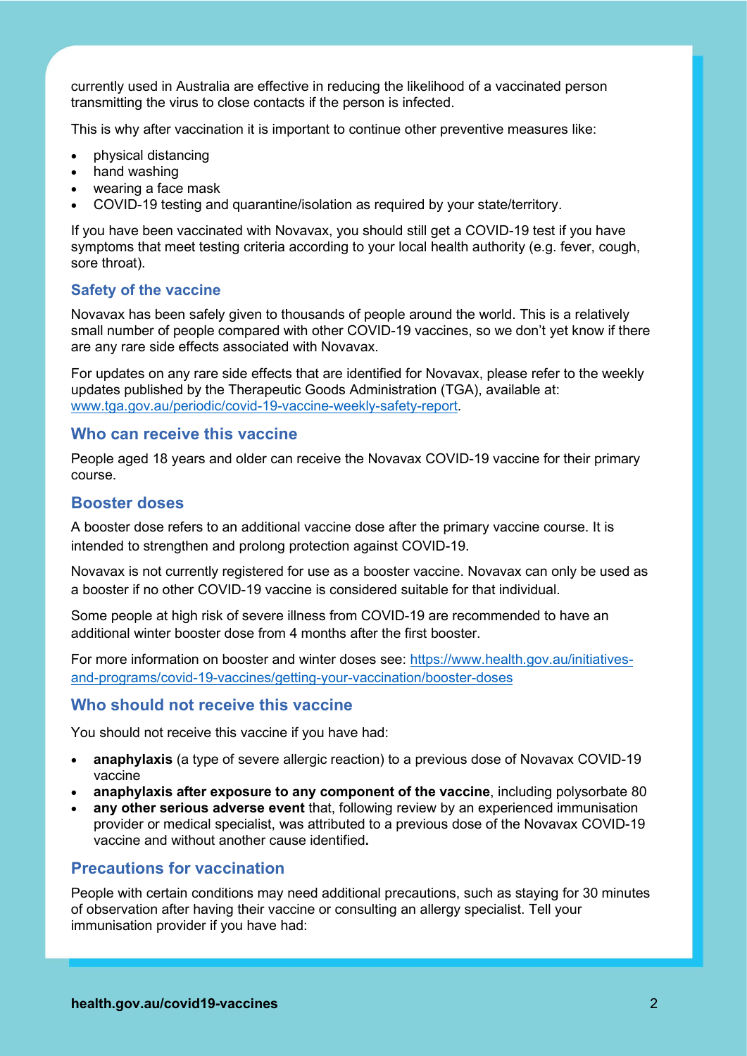currently used in Australia are effective in reducing the likelihood of a vaccinated person transmitting the virus to close contacts if the person is infected.

This is why after vaccination it is important to continue other preventive measures like:

- physical distancing
- hand washing
- wearing a face mask
- COVID-19 testing and quarantine/isolation as required by your state/territory.

If you have been vaccinated with Novavax, you should still get a COVID-19 test if you have symptoms that meet testing criteria according to your local health authority (e.g. fever, cough, sore throat).

## Safety of the vaccine

Novavax has been safely given to thousands of people around the world. This is a relatively small number of people compared with other COVID-19 vaccines, so we don't yet know if there are any rare side effects associated with Novavax.

For updates on any rare side effects that are identified for Novavax, please refer to the weekly updates published by the Therapeutic Goods Administration (TGA), available at: [www.tga.gov.au/periodic/covid-19-vaccine-weekly-safety-report](www.tga.gov.au/periodic/covid-19-vaccine-weekly-safety-report).

## Who can receive this vaccine

People aged 18 years and older can receive the Novavax COVID-19 vaccine for their primary course.

## Booster doses

A booster dose refers to an additional vaccine dose after the primary vaccine course. It is intended to strengthen and prolong protection against COVID-19.

Novavax is not currently registered for use as a booster vaccine. Novavax can only be used as a booster if no other COVID-19 vaccine is considered suitable for that individual.

Some people at high risk of severe illness from COVID-19 are recommended to have an additional winter booster dose from 4 months after the first booster.

For more information on booster and winter doses see: [https://www.health.gov.au/initiatives-and-programs/covid-19-vaccines/getting-your-vaccination/booster-doses](https://www.health.gov.au/initiatives-and-programs/covid-19-vaccines/getting-your-vaccination/booster-doses)

## Who should not receive this vaccine

You should not receive this vaccine if you have had:

- **anaphylaxis** (a type of severe allergic reaction) to a previous dose of Novavax COVID-19 vaccine
- **anaphylaxis after exposure to any component of the vaccine**, including polysorbate 80
- **any other serious adverse event** that, following review by an experienced immunisation provider or medical specialist, was attributed to a previous dose of the Novavax COVID-19 vaccine and without another cause identified**.**

## Precautions for vaccination

People with certain conditions may need additional precautions, such as staying for 30 minutes of observation after having their vaccine or consulting an allergy specialist. Tell your immunisation provider if you have had: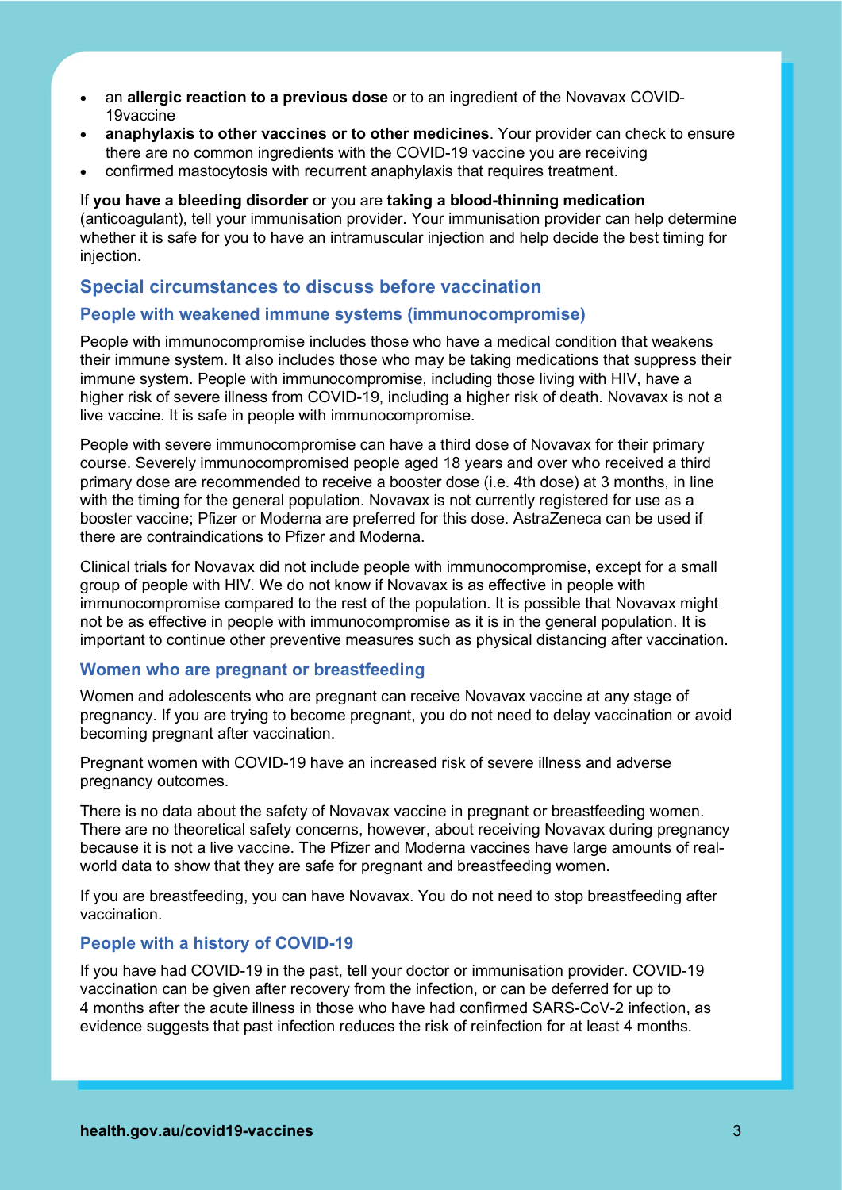- an **allergic reaction to a previous dose** or to an ingredient of the Novavax COVID-19vaccine
- **anaphylaxis to other vaccines or to other medicines**. Your provider can check to ensure there are no common ingredients with the COVID-19 vaccine you are receiving
- confirmed mastocytosis with recurrent anaphylaxis that requires treatment.

If **you have a bleeding disorder** or you are **taking a blood-thinning medication** (anticoagulant), tell your immunisation provider. Your immunisation provider can help determine whether it is safe for you to have an intramuscular injection and help decide the best timing for injection.

## Special circumstances to discuss before vaccination

### People with weakened immune systems (immunocompromise)

People with immunocompromise includes those who have a medical condition that weakens their immune system. It also includes those who may be taking medications that suppress their immune system. People with immunocompromise, including those living with HIV, have a higher risk of severe illness from COVID-19, including a higher risk of death. Novavax is not a live vaccine. It is safe in people with immunocompromise.

People with severe immunocompromise can have a third dose of Novavax for their primary course. Severely immunocompromised people aged 18 years and over who received a third primary dose are recommended to receive a booster dose (i.e. 4th dose) at 3 months, in line with the timing for the general population. Novavax is not currently registered for use as a booster vaccine; Pfizer or Moderna are preferred for this dose. AstraZeneca can be used if there are contraindications to Pfizer and Moderna.

Clinical trials for Novavax did not include people with immunocompromise, except for a small group of people with HIV. We do not know if Novavax is as effective in people with immunocompromise compared to the rest of the population. It is possible that Novavax might not be as effective in people with immunocompromise as it is in the general population. It is important to continue other preventive measures such as physical distancing after vaccination.

### Women who are pregnant or breastfeeding

Women and adolescents who are pregnant can receive Novavax vaccine at any stage of pregnancy. If you are trying to become pregnant, you do not need to delay vaccination or avoid becoming pregnant after vaccination.

Pregnant women with COVID-19 have an increased risk of severe illness and adverse pregnancy outcomes.

There is no data about the safety of Novavax vaccine in pregnant or breastfeeding women. There are no theoretical safety concerns, however, about receiving Novavax during pregnancy because it is not a live vaccine. The Pfizer and Moderna vaccines have large amounts of real-world data to show that they are safe for pregnant and breastfeeding women.

If you are breastfeeding, you can have Novavax. You do not need to stop breastfeeding after vaccination.

### People with a history of COVID-19

If you have had COVID-19 in the past, tell your doctor or immunisation provider. COVID-19 vaccination can be given after recovery from the infection, or can be deferred for up to 4 months after the acute illness in those who have had confirmed SARS-CoV-2 infection, as evidence suggests that past infection reduces the risk of reinfection for at least 4 months.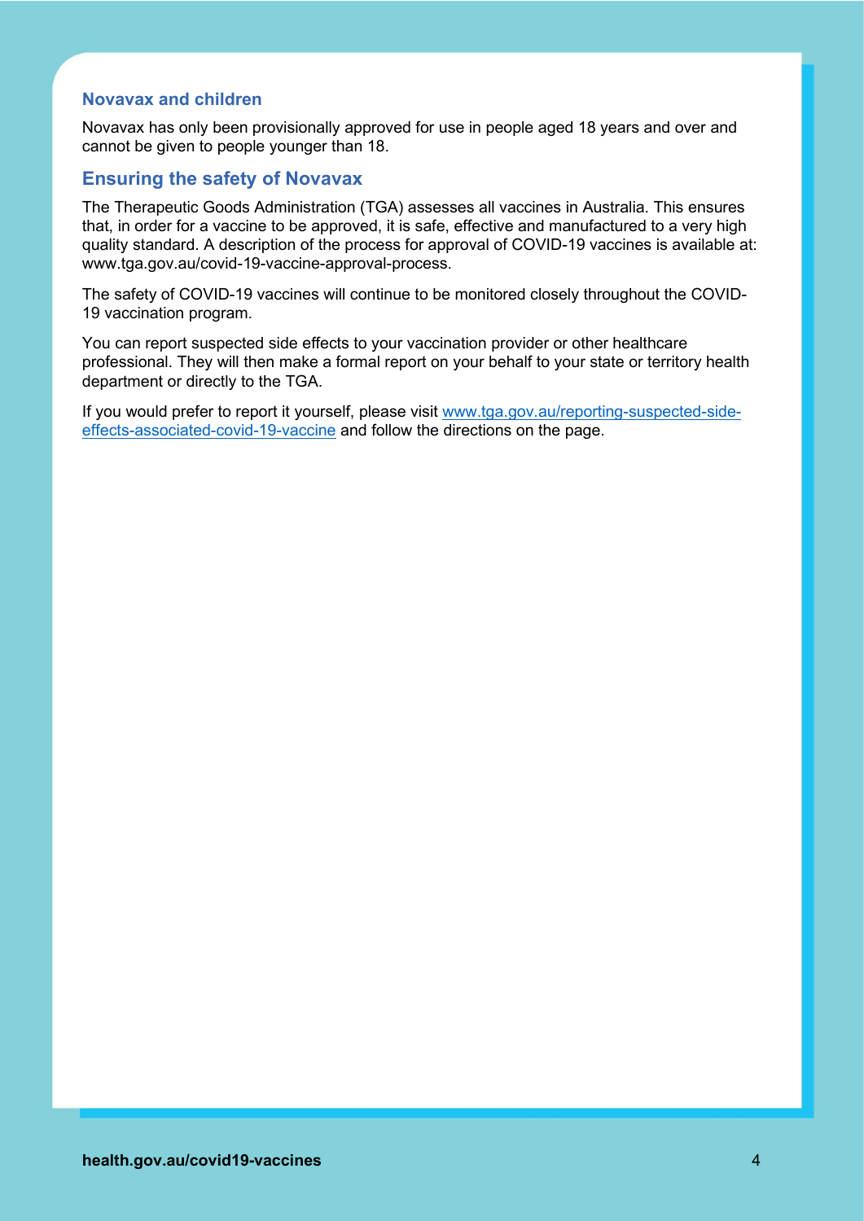### Novavax and children

Novavax has only been provisionally approved for use in people aged 18 years and over and cannot be given to people younger than 18.

## Ensuring the safety of Novavax

The Therapeutic Goods Administration (TGA) assesses all vaccines in Australia. This ensures that, in order for a vaccine to be approved, it is safe, effective and manufactured to a very high quality standard. A description of the process for approval of COVID-19 vaccines is available at: www.tga.gov.au/covid-19-vaccine-approval-process.

The safety of COVID-19 vaccines will continue to be monitored closely throughout the COVID-19 vaccination program.

You can report suspected side effects to your vaccination provider or other healthcare professional. They will then make a formal report on your behalf to your state or territory health department or directly to the TGA.

If you would prefer to report it yourself, please visit [www.tga.gov.au/reporting-suspected-side-effects-associated-covid-19-vaccine](www.tga.gov.au/reporting-suspected-side-effects-associated-covid-19-vaccine) and follow the directions on the page.